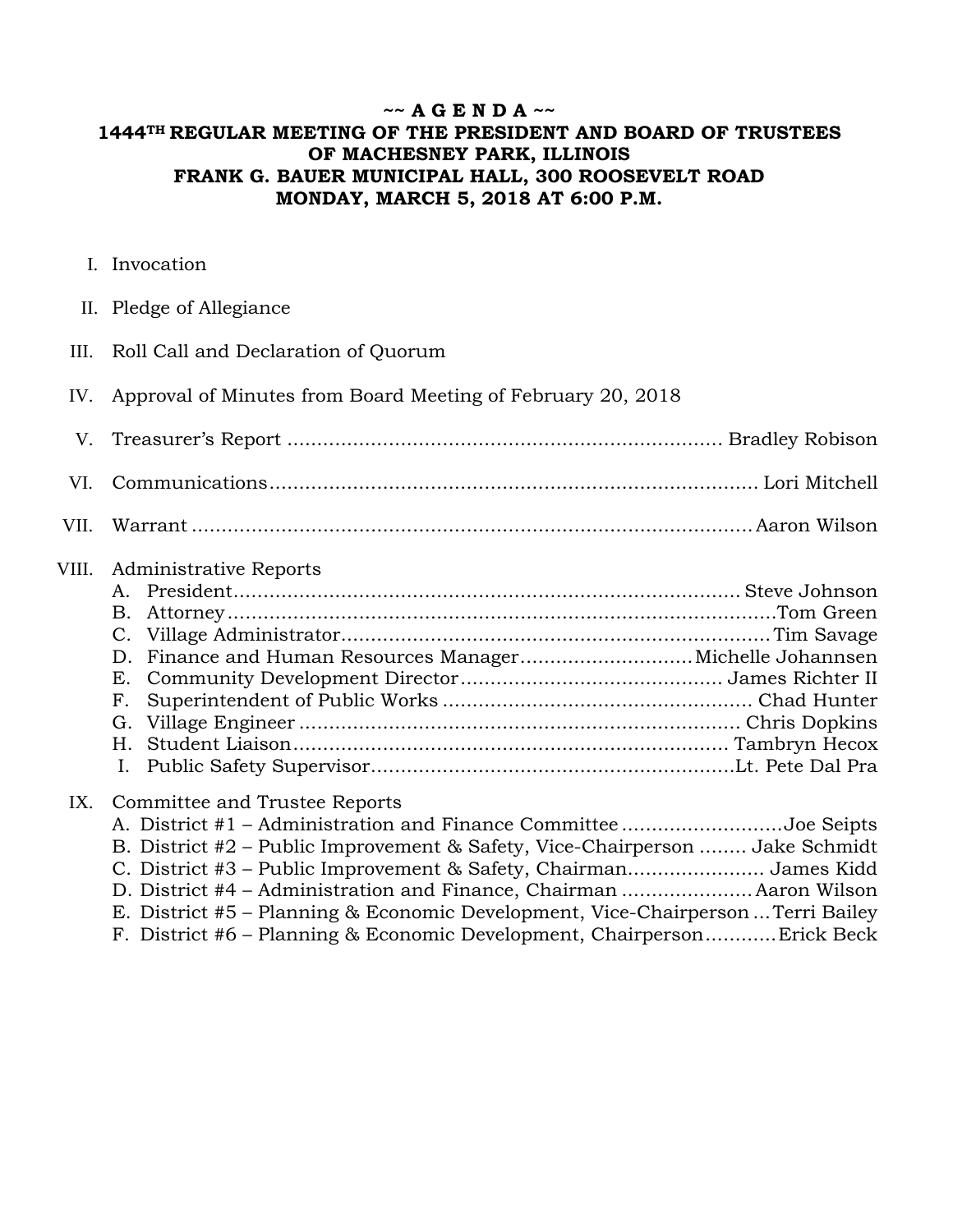# ~~ A G E N D A ~~

## 1444TH REGULAR MEETING OF THE PRESIDENT AND BOARD OF TRUSTEES OF MACHESNEY PARK, ILLINOIS
## FRANK G. BAUER MUNICIPAL HALL, 300 ROOSEVELT ROAD
## MONDAY, MARCH 5, 2018 AT 6:00 P.M.

I. Invocation

II. Pledge of Allegiance

III. Roll Call and Declaration of Quorum

IV. Approval of Minutes from Board Meeting of February 20, 2018

V. Treasurer's Report ........................................................................ Bradley Robison

VI. Communications................................................................................ Lori Mitchell

VII. Warrant ............................................................................................ Aaron Wilson

VIII. Administrative Reports
   - A. President.................................................................................... Steve Johnson
   - B. Attorney.........................................................................................Tom Green
   - C. Village Administrator.......................................................................Tim Savage
   - D. Finance and Human Resources Manager............................Michelle Johannsen
   - E. Community Development Director........................................... James Richter II
   - F. Superintendent of Public Works ................................................... Chad Hunter
   - G. Village Engineer ........................................................................ Chris Dopkins
   - H. Student Liaison......................................................................... Tambryn Hecox
   - I. Public Safety Supervisor.............................................................Lt. Pete Dal Pra

IX. Committee and Trustee Reports
   - A. District #1 – Administration and Finance Committee ..........................Joe Seipts
   - B. District #2 – Public Improvement & Safety, Vice-Chairperson ........ Jake Schmidt
   - C. District #3 – Public Improvement & Safety, Chairman...................... James Kidd
   - D. District #4 – Administration and Finance, Chairman .....................Aaron Wilson
   - E. District #5 – Planning & Economic Development, Vice-Chairperson ...Terri Bailey
   - F. District #6 – Planning & Economic Development, Chairperson...........Erick Beck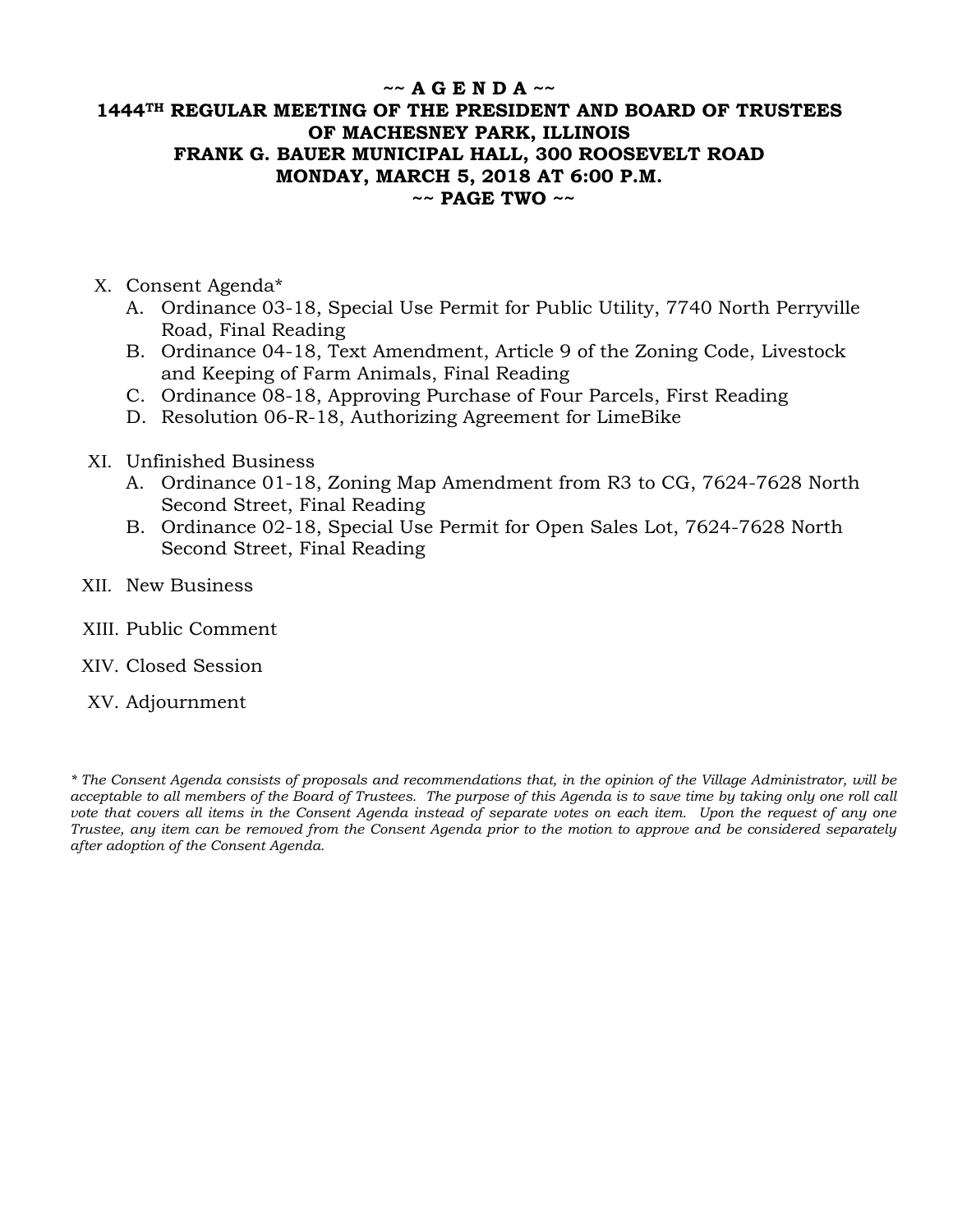**~~ A G E N D A ~~**

**1444[TH] REGULAR MEETING OF THE PRESIDENT AND BOARD OF TRUSTEES OF MACHESNEY PARK, ILLINOIS**

**FRANK G. BAUER MUNICIPAL HALL, 300 ROOSEVELT ROAD**

**MONDAY, MARCH 5, 2018 AT 6:00 P.M.**

**~~ PAGE TWO ~~**

X. Consent Agenda*
   - A. Ordinance 03-18, Special Use Permit for Public Utility, 7740 North Perryville Road, Final Reading
   - B. Ordinance 04-18, Text Amendment, Article 9 of the Zoning Code, Livestock and Keeping of Farm Animals, Final Reading
   - C. Ordinance 08-18, Approving Purchase of Four Parcels, First Reading
   - D. Resolution 06-R-18, Authorizing Agreement for LimeBike

XI. Unfinished Business
   - A. Ordinance 01-18, Zoning Map Amendment from R3 to CG, 7624-7628 North Second Street, Final Reading
   - B. Ordinance 02-18, Special Use Permit for Open Sales Lot, 7624-7628 North Second Street, Final Reading

XII. New Business

XIII. Public Comment

XIV. Closed Session

XV. Adjournment

*\* The Consent Agenda consists of proposals and recommendations that, in the opinion of the Village Administrator, will be acceptable to all members of the Board of Trustees. The purpose of this Agenda is to save time by taking only one roll call vote that covers all items in the Consent Agenda instead of separate votes on each item. Upon the request of any one Trustee, any item can be removed from the Consent Agenda prior to the motion to approve and be considered separately after adoption of the Consent Agenda.*